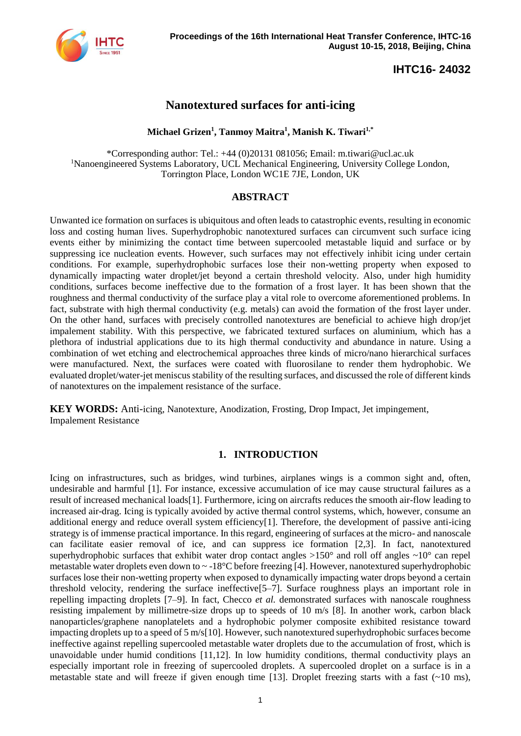Proceedings of the 16th International Heat Transfer Conference, IHTC-16
August 10-15, 2018, Beijing, China

**IHTC16- 24032**

# Nanotextured surfaces for anti-icing

**Michael Grizen[1], Tanmoy Maitra[1], Manish K. Tiwari[1,*]**

*Corresponding author: Tel.: +44 (0)20131 081056; Email: m.tiwari@ucl.ac.uk
[1]Nanoengineered Systems Laboratory, UCL Mechanical Engineering, University College London, Torrington Place, London WC1E 7JE, London, UK

## ABSTRACT

Unwanted ice formation on surfaces is ubiquitous and often leads to catastrophic events, resulting in economic loss and costing human lives. Superhydrophobic nanotextured surfaces can circumvent such surface icing events either by minimizing the contact time between supercooled metastable liquid and surface or by suppressing ice nucleation events. However, such surfaces may not effectively inhibit icing under certain conditions. For example, superhydrophobic surfaces lose their non-wetting property when exposed to dynamically impacting water droplet/jet beyond a certain threshold velocity. Also, under high humidity conditions, surfaces become ineffective due to the formation of a frost layer. It has been shown that the roughness and thermal conductivity of the surface play a vital role to overcome aforementioned problems. In fact, substrate with high thermal conductivity (e.g. metals) can avoid the formation of the frost layer under. On the other hand, surfaces with precisely controlled nanotextures are beneficial to achieve high drop/jet impalement stability. With this perspective, we fabricated textured surfaces on aluminium, which has a plethora of industrial applications due to its high thermal conductivity and abundance in nature. Using a combination of wet etching and electrochemical approaches three kinds of micro/nano hierarchical surfaces were manufactured. Next, the surfaces were coated with fluorosilane to render them hydrophobic. We evaluated droplet/water-jet meniscus stability of the resulting surfaces, and discussed the role of different kinds of nanotextures on the impalement resistance of the surface.

**KEY WORDS:** Anti-icing, Nanotexture, Anodization, Frosting, Drop Impact, Jet impingement, Impalement Resistance

## 1. INTRODUCTION

Icing on infrastructures, such as bridges, wind turbines, airplanes wings is a common sight and, often, undesirable and harmful [1]. For instance, excessive accumulation of ice may cause structural failures as a result of increased mechanical loads[1]. Furthermore, icing on aircrafts reduces the smooth air-flow leading to increased air-drag. Icing is typically avoided by active thermal control systems, which, however, consume an additional energy and reduce overall system efficiency[1]. Therefore, the development of passive anti-icing strategy is of immense practical importance. In this regard, engineering of surfaces at the micro- and nanoscale can facilitate easier removal of ice, and can suppress ice formation [2,3]. In fact, nanotextured superhydrophobic surfaces that exhibit water drop contact angles >150° and roll off angles ~10° can repel metastable water droplets even down to ~ -18°C before freezing [4]. However, nanotextured superhydrophobic surfaces lose their non-wetting property when exposed to dynamically impacting water drops beyond a certain threshold velocity, rendering the surface ineffective[5–7]. Surface roughness plays an important role in repelling impacting droplets [7–9]. In fact, Checco *et al.* demonstrated surfaces with nanoscale roughness resisting impalement by millimetre-size drops up to speeds of 10 m/s [8]. In another work, carbon black nanoparticles/graphene nanoplatelets and a hydrophobic polymer composite exhibited resistance toward impacting droplets up to a speed of 5 m/s[10]. However, such nanotextured superhydrophobic surfaces become ineffective against repelling supercooled metastable water droplets due to the accumulation of frost, which is unavoidable under humid conditions [11,12]. In low humidity conditions, thermal conductivity plays an especially important role in freezing of supercooled droplets. A supercooled droplet on a surface is in a metastable state and will freeze if given enough time [13]. Droplet freezing starts with a fast (~10 ms),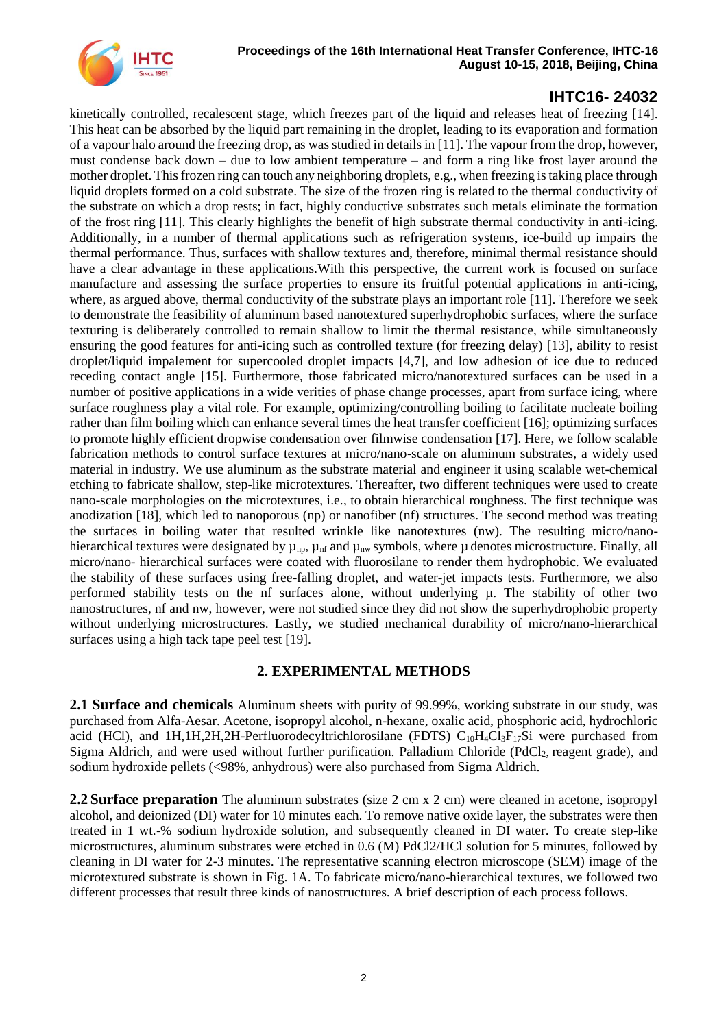kinetically controlled, recalescent stage, which freezes part of the liquid and releases heat of freezing [14]. This heat can be absorbed by the liquid part remaining in the droplet, leading to its evaporation and formation of a vapour halo around the freezing drop, as was studied in details in [11]. The vapour from the drop, however, must condense back down – due to low ambient temperature – and form a ring like frost layer around the mother droplet. This frozen ring can touch any neighboring droplets, e.g., when freezing is taking place through liquid droplets formed on a cold substrate. The size of the frozen ring is related to the thermal conductivity of the substrate on which a drop rests; in fact, highly conductive substrates such metals eliminate the formation of the frost ring [11]. This clearly highlights the benefit of high substrate thermal conductivity in anti-icing. Additionally, in a number of thermal applications such as refrigeration systems, ice-build up impairs the thermal performance. Thus, surfaces with shallow textures and, therefore, minimal thermal resistance should have a clear advantage in these applications.With this perspective, the current work is focused on surface manufacture and assessing the surface properties to ensure its fruitful potential applications in anti-icing, where, as argued above, thermal conductivity of the substrate plays an important role [11]. Therefore we seek to demonstrate the feasibility of aluminum based nanotextured superhydrophobic surfaces, where the surface texturing is deliberately controlled to remain shallow to limit the thermal resistance, while simultaneously ensuring the good features for anti-icing such as controlled texture (for freezing delay) [13], ability to resist droplet/liquid impalement for supercooled droplet impacts [4,7], and low adhesion of ice due to reduced receding contact angle [15]. Furthermore, those fabricated micro/nanotextured surfaces can be used in a number of positive applications in a wide verities of phase change processes, apart from surface icing, where surface roughness play a vital role. For example, optimizing/controlling boiling to facilitate nucleate boiling rather than film boiling which can enhance several times the heat transfer coefficient [16]; optimizing surfaces to promote highly efficient dropwise condensation over filmwise condensation [17]. Here, we follow scalable fabrication methods to control surface textures at micro/nano-scale on aluminum substrates, a widely used material in industry. We use aluminum as the substrate material and engineer it using scalable wet-chemical etching to fabricate shallow, step-like microtextures. Thereafter, two different techniques were used to create nano-scale morphologies on the microtextures, i.e., to obtain hierarchical roughness. The first technique was anodization [18], which led to nanoporous (np) or nanofiber (nf) structures. The second method was treating the surfaces in boiling water that resulted wrinkle like nanotextures (nw). The resulting micro/nano-hierarchical textures were designated by $\mu_{np}$, $\mu_{nf}$ and $\mu_{nw}$ symbols, where μ denotes microstructure. Finally, all micro/nano- hierarchical surfaces were coated with fluorosilane to render them hydrophobic. We evaluated the stability of these surfaces using free-falling droplet, and water-jet impacts tests. Furthermore, we also performed stability tests on the nf surfaces alone, without underlying μ. The stability of other two nanostructures, nf and nw, however, were not studied since they did not show the superhydrophobic property without underlying microstructures. Lastly, we studied mechanical durability of micro/nano-hierarchical surfaces using a high tack tape peel test [19].

## 2. EXPERIMENTAL METHODS

**2.1 Surface and chemicals** Aluminum sheets with purity of 99.99%, working substrate in our study, was purchased from Alfa-Aesar. Acetone, isopropyl alcohol, n-hexane, oxalic acid, phosphoric acid, hydrochloric acid (HCl), and 1H,1H,2H,2H-Perfluorodecyltrichlorosilane (FDTS) $C_{10}H_4Cl_3F_{17}Si$ were purchased from Sigma Aldrich, and were used without further purification. Palladium Chloride ($PdCl_2$, reagent grade), and sodium hydroxide pellets (<98%, anhydrous) were also purchased from Sigma Aldrich.

**2.2 Surface preparation** The aluminum substrates (size 2 cm x 2 cm) were cleaned in acetone, isopropyl alcohol, and deionized (DI) water for 10 minutes each. To remove native oxide layer, the substrates were then treated in 1 wt.-% sodium hydroxide solution, and subsequently cleaned in DI water. To create step-like microstructures, aluminum substrates were etched in 0.6 (M) PdCl2/HCl solution for 5 minutes, followed by cleaning in DI water for 2-3 minutes. The representative scanning electron microscope (SEM) image of the microtextured substrate is shown in Fig. 1A. To fabricate micro/nano-hierarchical textures, we followed two different processes that result three kinds of nanostructures. A brief description of each process follows.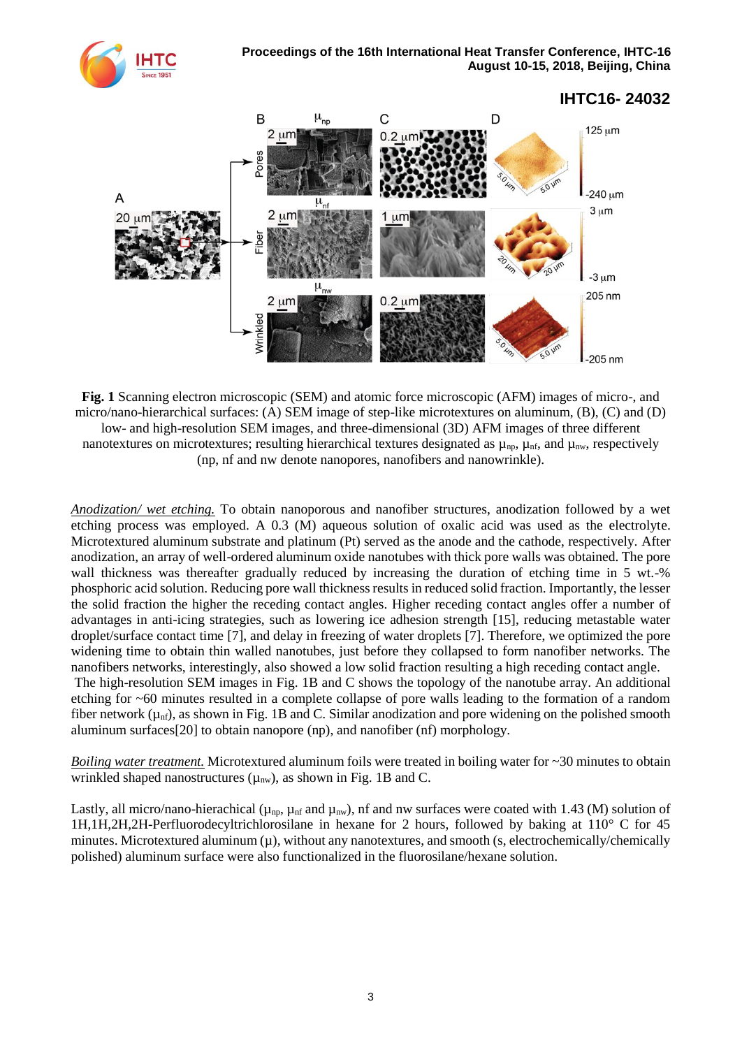**Fig. 1** Scanning electron microscopic (SEM) and atomic force microscopic (AFM) images of micro-, and micro/nano-hierarchical surfaces: (A) SEM image of step-like microtextures on aluminum, (B), (C) and (D) low- and high-resolution SEM images, and three-dimensional (3D) AFM images of three different nanotextures on microtextures; resulting hierarchical textures designated as $\mu_{np}$, $\mu_{nf}$, and $\mu_{nw}$, respectively (np, nf and nw denote nanopores, nanofibers and nanowrinkle).

*Anodization/ wet etching.* To obtain nanoporous and nanofiber structures, anodization followed by a wet etching process was employed. A 0.3 (M) aqueous solution of oxalic acid was used as the electrolyte. Microtextured aluminum substrate and platinum (Pt) served as the anode and the cathode, respectively. After anodization, an array of well-ordered aluminum oxide nanotubes with thick pore walls was obtained. The pore wall thickness was thereafter gradually reduced by increasing the duration of etching time in 5 wt.-% phosphoric acid solution. Reducing pore wall thickness results in reduced solid fraction. Importantly, the lesser the solid fraction the higher the receding contact angles. Higher receding contact angles offer a number of advantages in anti-icing strategies, such as lowering ice adhesion strength [15], reducing metastable water droplet/surface contact time [7], and delay in freezing of water droplets [7]. Therefore, we optimized the pore widening time to obtain thin walled nanotubes, just before they collapsed to form nanofiber networks. The nanofibers networks, interestingly, also showed a low solid fraction resulting a high receding contact angle.
The high-resolution SEM images in Fig. 1B and C shows the topology of the nanotube array. An additional etching for ~60 minutes resulted in a complete collapse of pore walls leading to the formation of a random fiber network ($\mu_{nf}$), as shown in Fig. 1B and C. Similar anodization and pore widening on the polished smooth aluminum surfaces[20] to obtain nanopore (np), and nanofiber (nf) morphology.

*Boiling water treatment.* Microtextured aluminum foils were treated in boiling water for ~30 minutes to obtain wrinkled shaped nanostructures ($\mu_{nw}$), as shown in Fig. 1B and C.

Lastly, all micro/nano-hierachical ($\mu_{np}$, $\mu_{nf}$ and $\mu_{nw}$), nf and nw surfaces were coated with 1.43 (M) solution of 1H,1H,2H,2H-Perfluorodecyltrichlorosilane in hexane for 2 hours, followed by baking at 110° C for 45 minutes. Microtextured aluminum ($\mu$), without any nanotextures, and smooth (s, electrochemically/chemically polished) aluminum surface were also functionalized in the fluorosilane/hexane solution.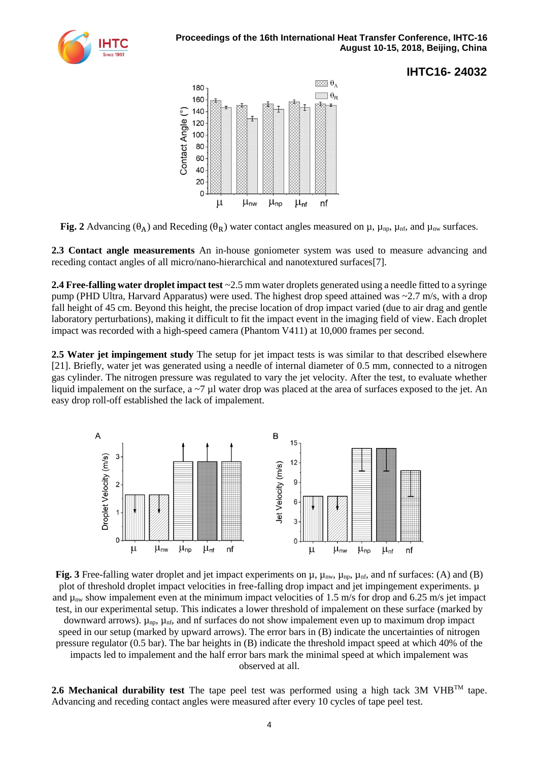**Fig. 2** Advancing ($\theta_A$) and Receding ($\theta_R$) water contact angles measured on μ, $\mu_{np}$, $\mu_{nf}$, and $\mu_{nw}$ surfaces.

**2.3 Contact angle measurements** An in-house goniometer system was used to measure advancing and receding contact angles of all micro/nano-hierarchical and nanotextured surfaces[7].

**2.4 Free-falling water droplet impact test** ~2.5 mm water droplets generated using a needle fitted to a syringe pump (PHD Ultra, Harvard Apparatus) were used. The highest drop speed attained was ~2.7 m/s, with a drop fall height of 45 cm. Beyond this height, the precise location of drop impact varied (due to air drag and gentle laboratory perturbations), making it difficult to fit the impact event in the imaging field of view. Each droplet impact was recorded with a high-speed camera (Phantom V411) at 10,000 frames per second.

**2.5 Water jet impingement study** The setup for jet impact tests is was similar to that described elsewhere [21]. Briefly, water jet was generated using a needle of internal diameter of 0.5 mm, connected to a nitrogen gas cylinder. The nitrogen pressure was regulated to vary the jet velocity. After the test, to evaluate whether liquid impalement on the surface, a ~7 µl water drop was placed at the area of surfaces exposed to the jet. An easy drop roll-off established the lack of impalement.

**Fig. 3** Free-falling water droplet and jet impact experiments on μ, $\mu_{nw}$, $\mu_{np}$, $\mu_{nf}$, and nf surfaces: (A) and (B) plot of threshold droplet impact velocities in free-falling drop impact and jet impingement experiments. μ and $\mu_{nw}$ show impalement even at the minimum impact velocities of 1.5 m/s for drop and 6.25 m/s jet impact test, in our experimental setup. This indicates a lower threshold of impalement on these surface (marked by downward arrows). $\mu_{np}$, $\mu_{nf}$, and nf surfaces do not show impalement even up to maximum drop impact speed in our setup (marked by upward arrows). The error bars in (B) indicate the uncertainties of nitrogen pressure regulator (0.5 bar). The bar heights in (B) indicate the threshold impact speed at which 40% of the impacts led to impalement and the half error bars mark the minimal speed at which impalement was observed at all.

**2.6 Mechanical durability test** The tape peel test was performed using a high tack 3M VHB™ tape. Advancing and receding contact angles were measured after every 10 cycles of tape peel test.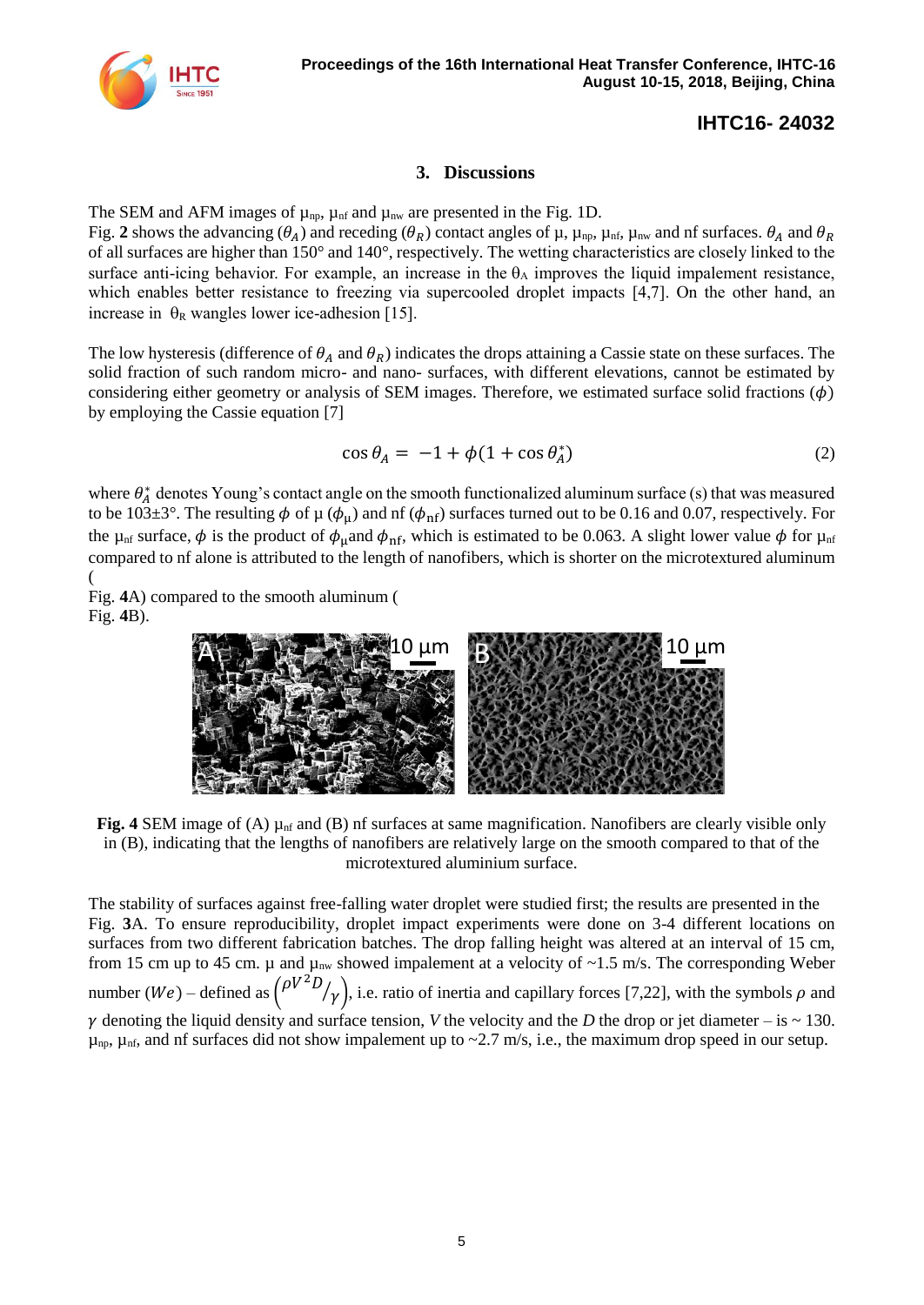## 3. Discussions

The SEM and AFM images of $\mu_{np}$, $\mu_{nf}$ and $\mu_{nw}$ are presented in the Fig. 1D.
Fig. **2** shows the advancing ($\theta_A$) and receding ($\theta_R$) contact angles of μ, $\mu_{np}$, $\mu_{nf}$, $\mu_{nw}$ and nf surfaces. $\theta_A$ and $\theta_R$ of all surfaces are higher than 150° and 140°, respectively. The wetting characteristics are closely linked to the surface anti-icing behavior. For example, an increase in the $\theta_A$ improves the liquid impalement resistance, which enables better resistance to freezing via supercooled droplet impacts [4,7]. On the other hand, an increase in $\theta_R$ wangles lower ice-adhesion [15].

The low hysteresis (difference of $\theta_A$ and $\theta_R$) indicates the drops attaining a Cassie state on these surfaces. The solid fraction of such random micro- and nano- surfaces, with different elevations, cannot be estimated by considering either geometry or analysis of SEM images. Therefore, we estimated surface solid fractions ($\phi$) by employing the Cassie equation [7]

$$\cos\theta_A = -1 + \phi(1 + \cos\theta_A^*) \tag{2}$$

where $\theta_A^*$ denotes Young's contact angle on the smooth functionalized aluminum surface (s) that was measured to be 103±3°. The resulting $\phi$ of μ ($\phi_\mu$) and nf ($\phi_{nf}$) surfaces turned out to be 0.16 and 0.07, respectively. For the $\mu_{nf}$ surface, $\phi$ is the product of $\phi_\mu$and $\phi_{nf}$, which is estimated to be 0.063. A slight lower value $\phi$ for $\mu_{nf}$ compared to nf alone is attributed to the length of nanofibers, which is shorter on the microtextured aluminum (Fig. **4**A) compared to the smooth aluminum (Fig. **4**B).

**Fig. 4** SEM image of (A) $\mu_{nf}$ and (B) nf surfaces at same magnification. Nanofibers are clearly visible only in (B), indicating that the lengths of nanofibers are relatively large on the smooth compared to that of the microtextured aluminium surface.

The stability of surfaces against free-falling water droplet were studied first; the results are presented in the Fig. **3**A. To ensure reproducibility, droplet impact experiments were done on 3-4 different locations on surfaces from two different fabrication batches. The drop falling height was altered at an interval of 15 cm, from 15 cm up to 45 cm. μ and $\mu_{nw}$ showed impalement at a velocity of ~1.5 m/s. The corresponding Weber number ($We$) – defined as $\left({\rho V^2 D}/{\gamma}\right)$, i.e. ratio of inertia and capillary forces [7,22], with the symbols $\rho$ and $\gamma$ denoting the liquid density and surface tension, $V$ the velocity and the $D$ the drop or jet diameter – is ~ 130. $\mu_{np}$, $\mu_{nf}$, and nf surfaces did not show impalement up to ~2.7 m/s, i.e., the maximum drop speed in our setup.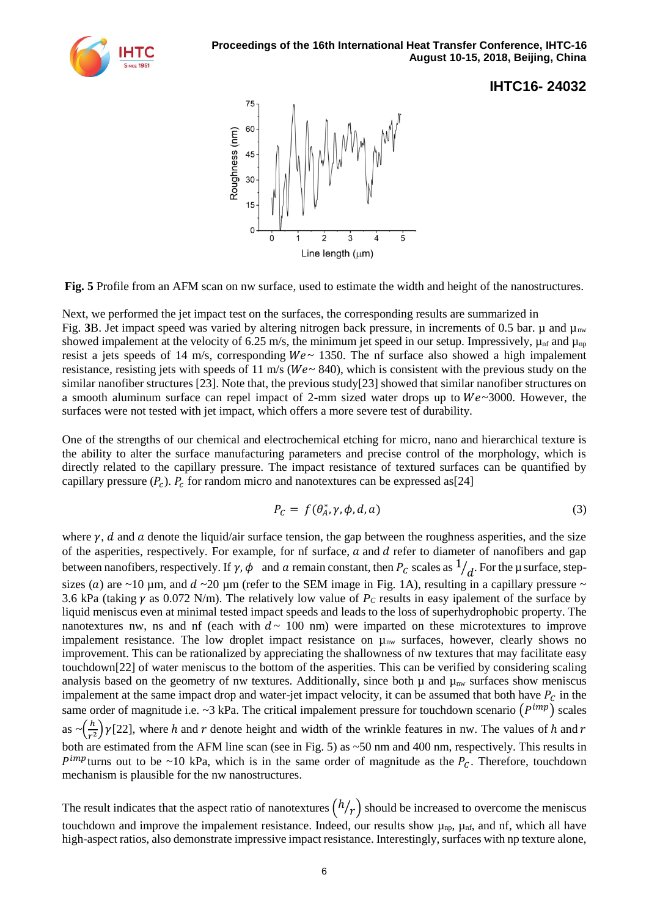**Fig. 5** Profile from an AFM scan on nw surface, used to estimate the width and height of the nanostructures.

Next, we performed the jet impact test on the surfaces, the corresponding results are summarized in Fig. **3**B. Jet impact speed was varied by altering nitrogen back pressure, in increments of 0.5 bar. μ and $\mu_{nw}$ showed impalement at the velocity of 6.25 m/s, the minimum jet speed in our setup. Impressively, $\mu_{nf}$ and $\mu_{np}$ resist a jets speeds of 14 m/s, corresponding $We \sim$ 1350. The nf surface also showed a high impalement resistance, resisting jets with speeds of 11 m/s ($We \sim$ 840), which is consistent with the previous study on the similar nanofiber structures [23]. Note that, the previous study[23] showed that similar nanofiber structures on a smooth aluminum surface can repel impact of 2-mm sized water drops up to $We \sim 3000$. However, the surfaces were not tested with jet impact, which offers a more severe test of durability.

One of the strengths of our chemical and electrochemical etching for micro, nano and hierarchical texture is the ability to alter the surface manufacturing parameters and precise control of the morphology, which is directly related to the capillary pressure. The impact resistance of textured surfaces can be quantified by capillary pressure ($P_c$). $P_c$ for random micro and nanotextures can be expressed as[24]

$$P_C = f(\theta_A^*, \gamma, \phi, d, a) \tag{3}$$

where $\gamma$, $d$ and $a$ denote the liquid/air surface tension, the gap between the roughness asperities, and the size of the asperities, respectively. For example, for nf surface, $a$ and $d$ refer to diameter of nanofibers and gap between nanofibers, respectively. If $\gamma, \phi$ and $a$ remain constant, then $P_C$ scales as $1/_d$. For the μ surface, step-sizes ($a$) are ~10 μm, and $d$ ~20 μm (refer to the SEM image in Fig. 1A), resulting in a capillary pressure ~ 3.6 kPa (taking $\gamma$ as 0.072 N/m). The relatively low value of $P_C$ results in easy ipalement of the surface by liquid meniscus even at minimal tested impact speeds and leads to the loss of superhydrophobic property. The nanotextures nw, ns and nf (each with $d \sim$ 100 nm) were imparted on these microtextures to improve impalement resistance. The low droplet impact resistance on $\mu_{nw}$ surfaces, however, clearly shows no improvement. This can be rationalized by appreciating the shallowness of nw textures that may facilitate easy touchdown[22] of water meniscus to the bottom of the asperities. This can be verified by considering scaling analysis based on the geometry of nw textures. Additionally, since both μ and $\mu_{nw}$ surfaces show meniscus impalement at the same impact drop and water-jet impact velocity, it can be assumed that both have $P_C$ in the same order of magnitude i.e. ~3 kPa. The critical impalement pressure for touchdown scenario $(P^{imp})$ scales as $\sim\left(\frac{h}{r^2}\right)\gamma$[22], where $h$ and $r$ denote height and width of the wrinkle features in nw. The values of $h$ and $r$ both are estimated from the AFM line scan (see in Fig. 5) as ~50 nm and 400 nm, respectively. This results in $P^{imp}$ turns out to be ~10 kPa, which is in the same order of magnitude as the $P_C$. Therefore, touchdown mechanism is plausible for the nw nanostructures.

The result indicates that the aspect ratio of nanotextures $\left(h/_r\right)$ should be increased to overcome the meniscus touchdown and improve the impalement resistance. Indeed, our results show $\mu_{np}$, $\mu_{nf}$, and nf, which all have high-aspect ratios, also demonstrate impressive impact resistance. Interestingly, surfaces with np texture alone,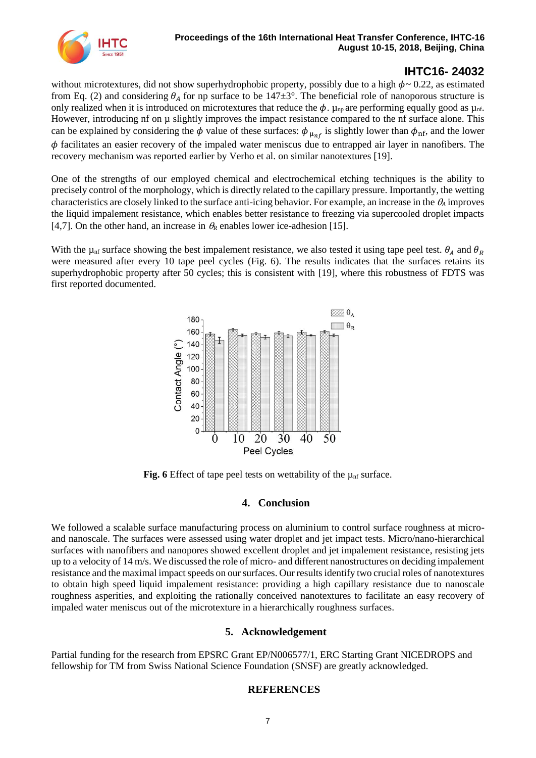without microtextures, did not show superhydrophobic property, possibly due to a high $\phi$~ 0.22, as estimated from Eq. (2) and considering $\theta_A$ for np surface to be 147±3°. The beneficial role of nanoporous structure is only realized when it is introduced on microtextures that reduce the $\phi$. $\mu_{np}$ are performing equally good as $\mu_{nf}$. However, introducing nf on μ slightly improves the impact resistance compared to the nf surface alone. This can be explained by considering the $\phi$ value of these surfaces: $\phi_{\mu_{nf}}$ is slightly lower than $\phi_{nf}$, and the lower $\phi$ facilitates an easier recovery of the impaled water meniscus due to entrapped air layer in nanofibers. The recovery mechanism was reported earlier by Verho et al. on similar nanotextures [19].

One of the strengths of our employed chemical and electrochemical etching techniques is the ability to precisely control of the morphology, which is directly related to the capillary pressure. Importantly, the wetting characteristics are closely linked to the surface anti-icing behavior. For example, an increase in the $\theta_A$ improves the liquid impalement resistance, which enables better resistance to freezing via supercooled droplet impacts [4,7]. On the other hand, an increase in $\theta_R$ enables lower ice-adhesion [15].

With the $\mu_{nf}$ surface showing the best impalement resistance, we also tested it using tape peel test. $\theta_A$ and $\theta_R$ were measured after every 10 tape peel cycles (Fig. 6). The results indicates that the surfaces retains its superhydrophobic property after 50 cycles; this is consistent with [19], where this robustness of FDTS was first reported documented.

**Fig. 6** Effect of tape peel tests on wettability of the $\mu_{nf}$ surface.

## 4. Conclusion

We followed a scalable surface manufacturing process on aluminium to control surface roughness at micro- and nanoscale. The surfaces were assessed using water droplet and jet impact tests. Micro/nano-hierarchical surfaces with nanofibers and nanopores showed excellent droplet and jet impalement resistance, resisting jets up to a velocity of 14 m/s. We discussed the role of micro- and different nanostructures on deciding impalement resistance and the maximal impact speeds on our surfaces. Our results identify two crucial roles of nanotextures to obtain high speed liquid impalement resistance: providing a high capillary resistance due to nanoscale roughness asperities, and exploiting the rationally conceived nanotextures to facilitate an easy recovery of impaled water meniscus out of the microtexture in a hierarchically roughness surfaces.

## 5. Acknowledgement

Partial funding for the research from EPSRC Grant EP/N006577/1, ERC Starting Grant NICEDROPS and fellowship for TM from Swiss National Science Foundation (SNSF) are greatly acknowledged.

## REFERENCES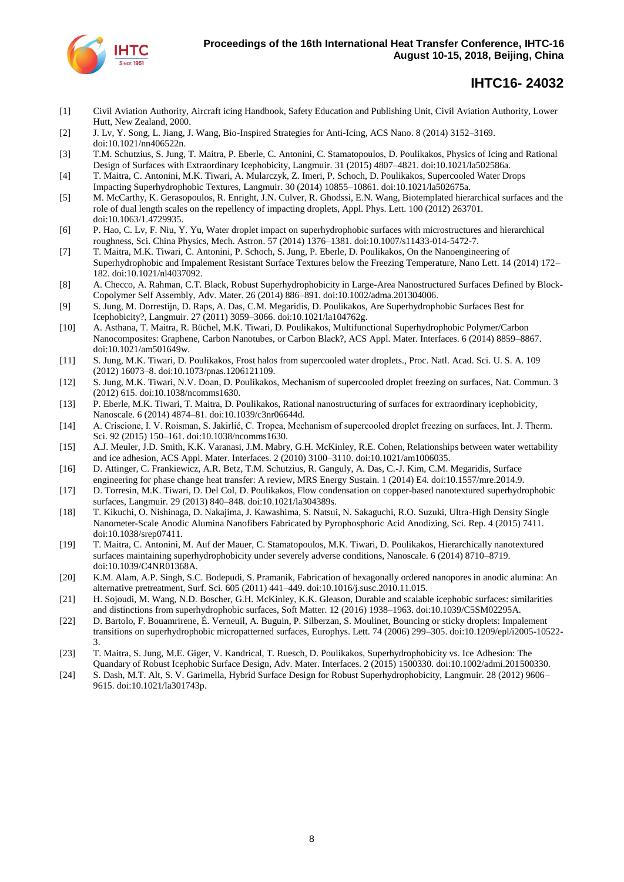[1] Civil Aviation Authority, Aircraft icing Handbook, Safety Education and Publishing Unit, Civil Aviation Authority, Lower Hutt, New Zealand, 2000.

[2] J. Lv, Y. Song, L. Jiang, J. Wang, Bio-Inspired Strategies for Anti-Icing, ACS Nano. 8 (2014) 3152–3169. doi:10.1021/nn406522n.

[3] T.M. Schutzius, S. Jung, T. Maitra, P. Eberle, C. Antonini, C. Stamatopoulos, D. Poulikakos, Physics of Icing and Rational Design of Surfaces with Extraordinary Icephobicity, Langmuir. 31 (2015) 4807–4821. doi:10.1021/la502586a.

[4] T. Maitra, C. Antonini, M.K. Tiwari, A. Mularczyk, Z. Imeri, P. Schoch, D. Poulikakos, Supercooled Water Drops Impacting Superhydrophobic Textures, Langmuir. 30 (2014) 10855–10861. doi:10.1021/la502675a.

[5] M. McCarthy, K. Gerasopoulos, R. Enright, J.N. Culver, R. Ghodssi, E.N. Wang, Biotemplated hierarchical surfaces and the role of dual length scales on the repellency of impacting droplets, Appl. Phys. Lett. 100 (2012) 263701. doi:10.1063/1.4729935.

[6] P. Hao, C. Lv, F. Niu, Y. Yu, Water droplet impact on superhydrophobic surfaces with microstructures and hierarchical roughness, Sci. China Physics, Mech. Astron. 57 (2014) 1376–1381. doi:10.1007/s11433-014-5472-7.

[7] T. Maitra, M.K. Tiwari, C. Antonini, P. Schoch, S. Jung, P. Eberle, D. Poulikakos, On the Nanoengineering of Superhydrophobic and Impalement Resistant Surface Textures below the Freezing Temperature, Nano Lett. 14 (2014) 172–182. doi:10.1021/nl4037092.

[8] A. Checco, A. Rahman, C.T. Black, Robust Superhydrophobicity in Large-Area Nanostructured Surfaces Defined by Block-Copolymer Self Assembly, Adv. Mater. 26 (2014) 886–891. doi:10.1002/adma.201304006.

[9] S. Jung, M. Dorrestijn, D. Raps, A. Das, C.M. Megaridis, D. Poulikakos, Are Superhydrophobic Surfaces Best for Icephobicity?, Langmuir. 27 (2011) 3059–3066. doi:10.1021/la104762g.

[10] A. Asthana, T. Maitra, R. Büchel, M.K. Tiwari, D. Poulikakos, Multifunctional Superhydrophobic Polymer/Carbon Nanocomposites: Graphene, Carbon Nanotubes, or Carbon Black?, ACS Appl. Mater. Interfaces. 6 (2014) 8859–8867. doi:10.1021/am501649w.

[11] S. Jung, M.K. Tiwari, D. Poulikakos, Frost halos from supercooled water droplets., Proc. Natl. Acad. Sci. U. S. A. 109 (2012) 16073–8. doi:10.1073/pnas.1206121109.

[12] S. Jung, M.K. Tiwari, N.V. Doan, D. Poulikakos, Mechanism of supercooled droplet freezing on surfaces, Nat. Commun. 3 (2012) 615. doi:10.1038/ncomms1630.

[13] P. Eberle, M.K. Tiwari, T. Maitra, D. Poulikakos, Rational nanostructuring of surfaces for extraordinary icephobicity, Nanoscale. 6 (2014) 4874–81. doi:10.1039/c3nr06644d.

[14] A. Criscione, I. V. Roisman, S. Jakirlić, C. Tropea, Mechanism of supercooled droplet freezing on surfaces, Int. J. Therm. Sci. 92 (2015) 150–161. doi:10.1038/ncomms1630.

[15] A.J. Meuler, J.D. Smith, K.K. Varanasi, J.M. Mabry, G.H. McKinley, R.E. Cohen, Relationships between water wettability and ice adhesion, ACS Appl. Mater. Interfaces. 2 (2010) 3100–3110. doi:10.1021/am1006035.

[16] D. Attinger, C. Frankiewicz, A.R. Betz, T.M. Schutzius, R. Ganguly, A. Das, C.-J. Kim, C.M. Megaridis, Surface engineering for phase change heat transfer: A review, MRS Energy Sustain. 1 (2014) E4. doi:10.1557/mre.2014.9.

[17] D. Torresin, M.K. Tiwari, D. Del Col, D. Poulikakos, Flow condensation on copper-based nanotextured superhydrophobic surfaces, Langmuir. 29 (2013) 840–848. doi:10.1021/la304389s.

[18] T. Kikuchi, O. Nishinaga, D. Nakajima, J. Kawashima, S. Natsui, N. Sakaguchi, R.O. Suzuki, Ultra-High Density Single Nanometer-Scale Anodic Alumina Nanofibers Fabricated by Pyrophosphoric Acid Anodizing, Sci. Rep. 4 (2015) 7411. doi:10.1038/srep07411.

[19] T. Maitra, C. Antonini, M. Auf der Mauer, C. Stamatopoulos, M.K. Tiwari, D. Poulikakos, Hierarchically nanotextured surfaces maintaining superhydrophobicity under severely adverse conditions, Nanoscale. 6 (2014) 8710–8719. doi:10.1039/C4NR01368A.

[20] K.M. Alam, A.P. Singh, S.C. Bodepudi, S. Pramanik, Fabrication of hexagonally ordered nanopores in anodic alumina: An alternative pretreatment, Surf. Sci. 605 (2011) 441–449. doi:10.1016/j.susc.2010.11.015.

[21] H. Sojoudi, M. Wang, N.D. Boscher, G.H. McKinley, K.K. Gleason, Durable and scalable icephobic surfaces: similarities and distinctions from superhydrophobic surfaces, Soft Matter. 12 (2016) 1938–1963. doi:10.1039/C5SM02295A.

[22] D. Bartolo, F. Bouamrirene, É. Verneuil, A. Buguin, P. Silberzan, S. Moulinet, Bouncing or sticky droplets: Impalement transitions on superhydrophobic micropatterned surfaces, Europhys. Lett. 74 (2006) 299–305. doi:10.1209/epl/i2005-10522-3.

[23] T. Maitra, S. Jung, M.E. Giger, V. Kandrical, T. Ruesch, D. Poulikakos, Superhydrophobicity vs. Ice Adhesion: The Quandary of Robust Icephobic Surface Design, Adv. Mater. Interfaces. 2 (2015) 1500330. doi:10.1002/admi.201500330.

[24] S. Dash, M.T. Alt, S. V. Garimella, Hybrid Surface Design for Robust Superhydrophobicity, Langmuir. 28 (2012) 9606–9615. doi:10.1021/la301743p.